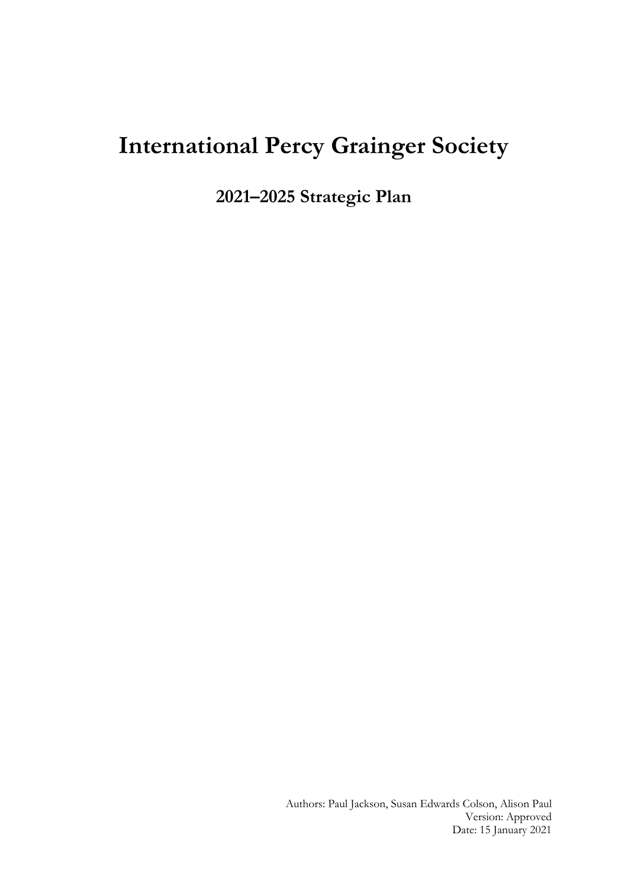# International Percy Grainger Society

## 2021–2025 Strategic Plan

Authors: Paul Jackson, Susan Edwards Colson, Alison Paul
Version: Approved
Date: 15 January 2021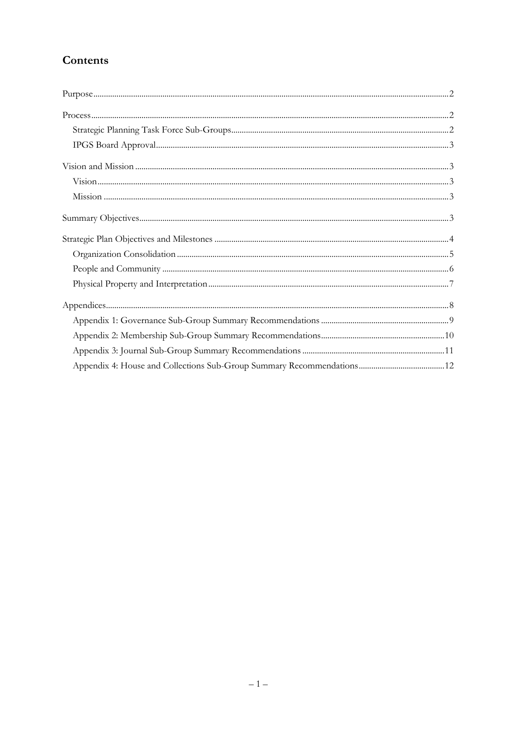# Contents

Purpose ... 2

Process ... 2

- Strategic Planning Task Force Sub-Groups ... 2
- IPGS Board Approval ... 3

Vision and Mission ... 3

- Vision ... 3
- Mission ... 3

Summary Objectives ... 3

Strategic Plan Objectives and Milestones ... 4

- Organization Consolidation ... 5
- People and Community ... 6
- Physical Property and Interpretation ... 7

Appendices ... 8

- Appendix 1: Governance Sub-Group Summary Recommendations ... 9
- Appendix 2: Membership Sub-Group Summary Recommendations ... 10
- Appendix 3: Journal Sub-Group Summary Recommendations ... 11
- Appendix 4: House and Collections Sub-Group Summary Recommendations ... 12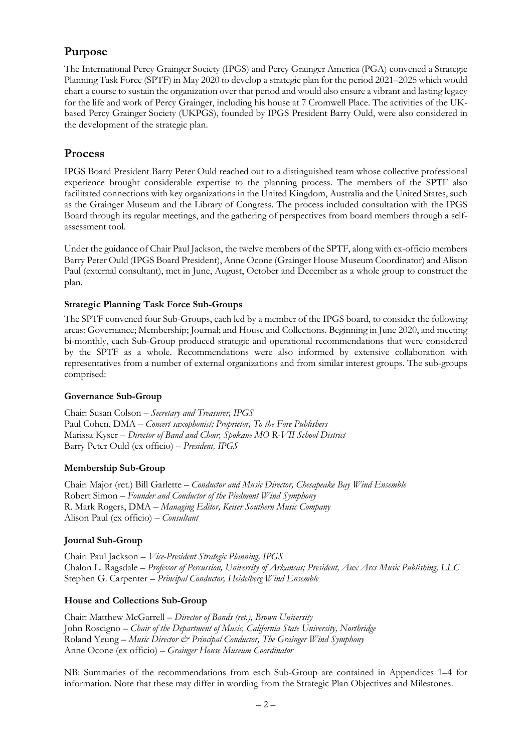## Purpose

The International Percy Grainger Society (IPGS) and Percy Grainger America (PGA) convened a Strategic Planning Task Force (SPTF) in May 2020 to develop a strategic plan for the period 2021–2025 which would chart a course to sustain the organization over that period and would also ensure a vibrant and lasting legacy for the life and work of Percy Grainger, including his house at 7 Cromwell Place. The activities of the UK-based Percy Grainger Society (UKPGS), founded by IPGS President Barry Ould, were also considered in the development of the strategic plan.

## Process

IPGS Board President Barry Peter Ould reached out to a distinguished team whose collective professional experience brought considerable expertise to the planning process. The members of the SPTF also facilitated connections with key organizations in the United Kingdom, Australia and the United States, such as the Grainger Museum and the Library of Congress. The process included consultation with the IPGS Board through its regular meetings, and the gathering of perspectives from board members through a self-assessment tool.

Under the guidance of Chair Paul Jackson, the twelve members of the SPTF, along with ex-officio members Barry Peter Ould (IPGS Board President), Anne Ocone (Grainger House Museum Coordinator) and Alison Paul (external consultant), met in June, August, October and December as a whole group to construct the plan.

### Strategic Planning Task Force Sub-Groups

The SPTF convened four Sub-Groups, each led by a member of the IPGS board, to consider the following areas: Governance; Membership; Journal; and House and Collections. Beginning in June 2020, and meeting bi-monthly, each Sub-Group produced strategic and operational recommendations that were considered by the SPTF as a whole. Recommendations were also informed by extensive collaboration with representatives from a number of external organizations and from similar interest groups. The sub-groups comprised:

#### Governance Sub-Group

Chair: Susan Colson – *Secretary and Treasurer, IPGS*
Paul Cohen, DMA – *Concert saxophonist; Proprietor, To the Fore Publishers*
Marissa Kyser – *Director of Band and Choir, Spokane MO R-VII School District*
Barry Peter Ould (ex officio) – *President, IPGS*

#### Membership Sub-Group

Chair: Major (ret.) Bill Garlette – *Conductor and Music Director, Chesapeake Bay Wind Ensemble*
Robert Simon – *Founder and Conductor of the Piedmont Wind Symphony*
R. Mark Rogers, DMA – *Managing Editor, Keiser Southern Music Company*
Alison Paul (ex officio) – *Consultant*

#### Journal Sub-Group

Chair: Paul Jackson – *Vice-President Strategic Planning, IPGS*
Chalon L. Ragsdale – *Professor of Percussion, University of Arkansas; President, Aux Arcs Music Publishing, LLC*
Stephen G. Carpenter – *Principal Conductor, Heidelberg Wind Ensemble*

#### House and Collections Sub-Group

Chair: Matthew McGarrell – *Director of Bands (ret.), Brown University*
John Roscigno – *Chair of the Department of Music, California State University, Northridge*
Roland Yeung – *Music Director & Principal Conductor, The Grainger Wind Symphony*
Anne Ocone (ex officio) – *Grainger House Museum Coordinator*

NB: Summaries of the recommendations from each Sub-Group are contained in Appendices 1–4 for information. Note that these may differ in wording from the Strategic Plan Objectives and Milestones.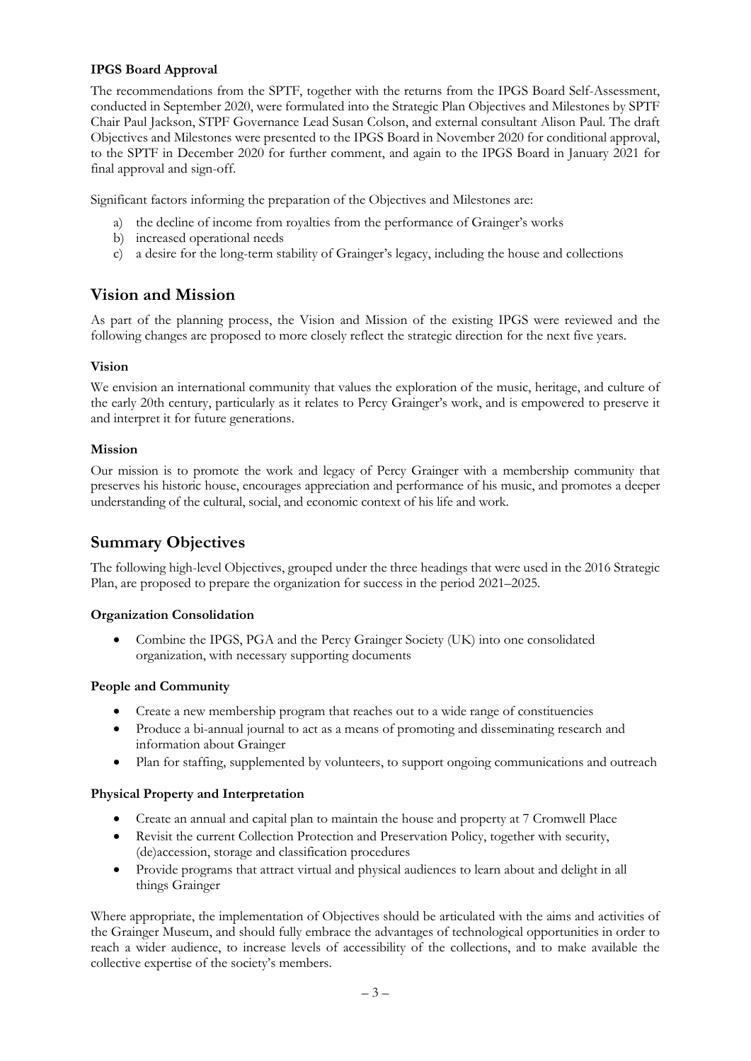**IPGS Board Approval**

The recommendations from the SPTF, together with the returns from the IPGS Board Self-Assessment, conducted in September 2020, were formulated into the Strategic Plan Objectives and Milestones by SPTF Chair Paul Jackson, STPF Governance Lead Susan Colson, and external consultant Alison Paul. The draft Objectives and Milestones were presented to the IPGS Board in November 2020 for conditional approval, to the SPTF in December 2020 for further comment, and again to the IPGS Board in January 2021 for final approval and sign-off.

Significant factors informing the preparation of the Objectives and Milestones are:

a) the decline of income from royalties from the performance of Grainger's works
b) increased operational needs
c) a desire for the long-term stability of Grainger's legacy, including the house and collections

## Vision and Mission

As part of the planning process, the Vision and Mission of the existing IPGS were reviewed and the following changes are proposed to more closely reflect the strategic direction for the next five years.

**Vision**

We envision an international community that values the exploration of the music, heritage, and culture of the early 20th century, particularly as it relates to Percy Grainger's work, and is empowered to preserve it and interpret it for future generations.

**Mission**

Our mission is to promote the work and legacy of Percy Grainger with a membership community that preserves his historic house, encourages appreciation and performance of his music, and promotes a deeper understanding of the cultural, social, and economic context of his life and work.

## Summary Objectives

The following high-level Objectives, grouped under the three headings that were used in the 2016 Strategic Plan, are proposed to prepare the organization for success in the period 2021–2025.

**Organization Consolidation**

- Combine the IPGS, PGA and the Percy Grainger Society (UK) into one consolidated organization, with necessary supporting documents

**People and Community**

- Create a new membership program that reaches out to a wide range of constituencies
- Produce a bi-annual journal to act as a means of promoting and disseminating research and information about Grainger
- Plan for staffing, supplemented by volunteers, to support ongoing communications and outreach

**Physical Property and Interpretation**

- Create an annual and capital plan to maintain the house and property at 7 Cromwell Place
- Revisit the current Collection Protection and Preservation Policy, together with security, (de)accession, storage and classification procedures
- Provide programs that attract virtual and physical audiences to learn about and delight in all things Grainger

Where appropriate, the implementation of Objectives should be articulated with the aims and activities of the Grainger Museum, and should fully embrace the advantages of technological opportunities in order to reach a wider audience, to increase levels of accessibility of the collections, and to make available the collective expertise of the society's members.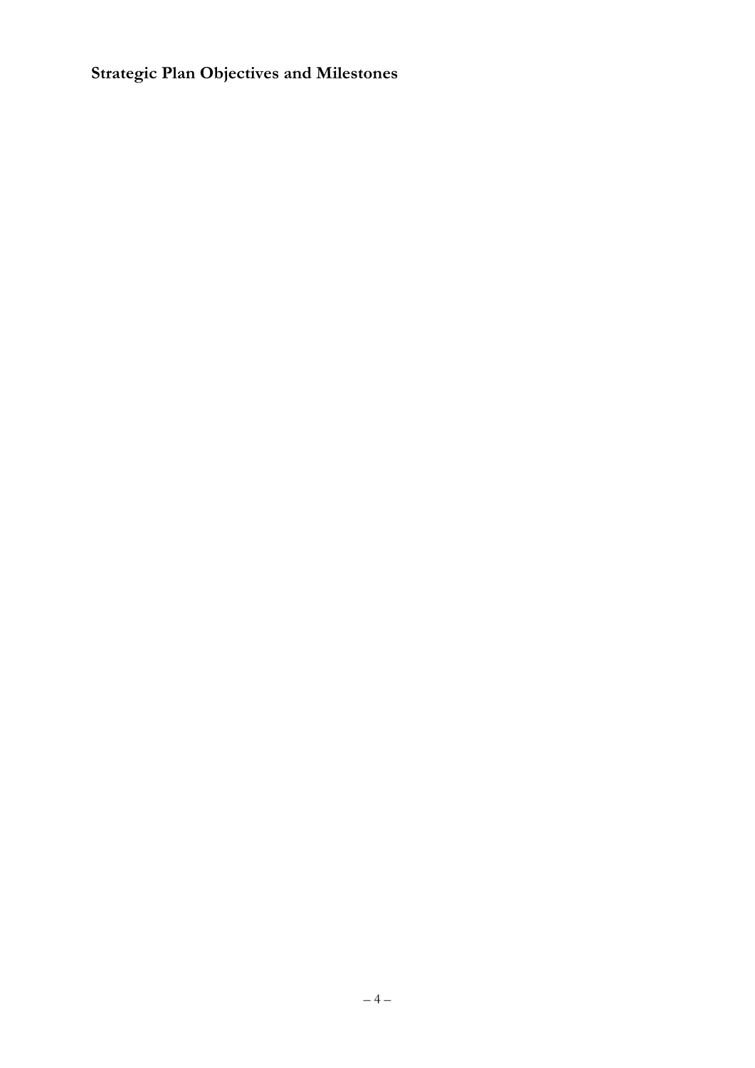## Strategic Plan Objectives and Milestones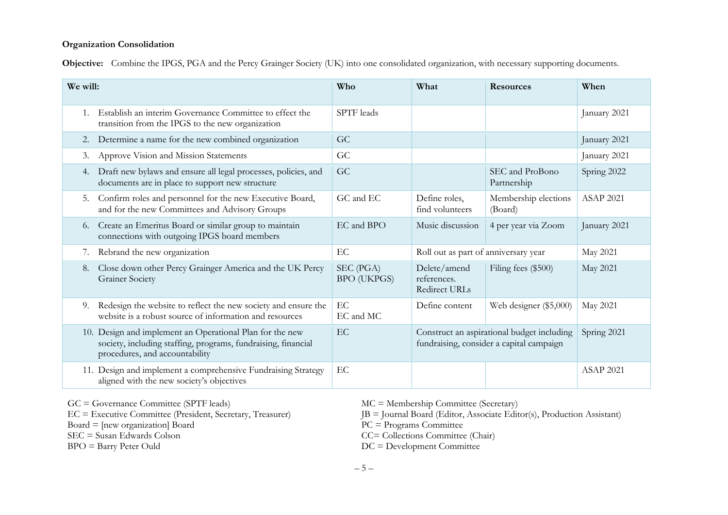**Organization Consolidation**

**Objective:** Combine the IPGS, PGA and the Percy Grainger Society (UK) into one consolidated organization, with necessary supporting documents.

| We will: | Who | What | Resources | When |
|---|---|---|---|---|
| 1. Establish an interim Governance Committee to effect the transition from the IPGS to the new organization | SPTF leads | | | January 2021 |
| 2. Determine a name for the new combined organization | GC | | | January 2021 |
| 3. Approve Vision and Mission Statements | GC | | | January 2021 |
| 4. Draft new bylaws and ensure all legal processes, policies, and documents are in place to support new structure | GC | | SEC and ProBono Partnership | Spring 2022 |
| 5. Confirm roles and personnel for the new Executive Board, and for the new Committees and Advisory Groups | GC and EC | Define roles, find volunteers | Membership elections (Board) | ASAP 2021 |
| 6. Create an Emeritus Board or similar group to maintain connections with outgoing IPGS board members | EC and BPO | Music discussion | 4 per year via Zoom | January 2021 |
| 7. Rebrand the new organization | EC | Roll out as part of anniversary year | | May 2021 |
| 8. Close down other Percy Grainger America and the UK Percy Grainer Society | SEC (PGA) BPO (UKPGS) | Delete/amend references. Redirect URLs | Filing fees ($500) | May 2021 |
| 9. Redesign the website to reflect the new society and ensure the website is a robust source of information and resources | EC EC and MC | Define content | Web designer ($5,000) | May 2021 |
| 10. Design and implement an Operational Plan for the new society, including staffing, programs, fundraising, financial procedures, and accountability | EC | Construct an aspirational budget including fundraising, consider a capital campaign | | Spring 2021 |
| 11. Design and implement a comprehensive Fundraising Strategy aligned with the new society's objectives | EC | | | ASAP 2021 |

GC = Governance Committee (SPTF leads)
EC = Executive Committee (President, Secretary, Treasurer)
Board = [new organization] Board
SEC = Susan Edwards Colson
BPO = Barry Peter Ould

MC = Membership Committee (Secretary)
JB = Journal Board (Editor, Associate Editor(s), Production Assistant)
PC = Programs Committee
CC= Collections Committee (Chair)
DC = Development Committee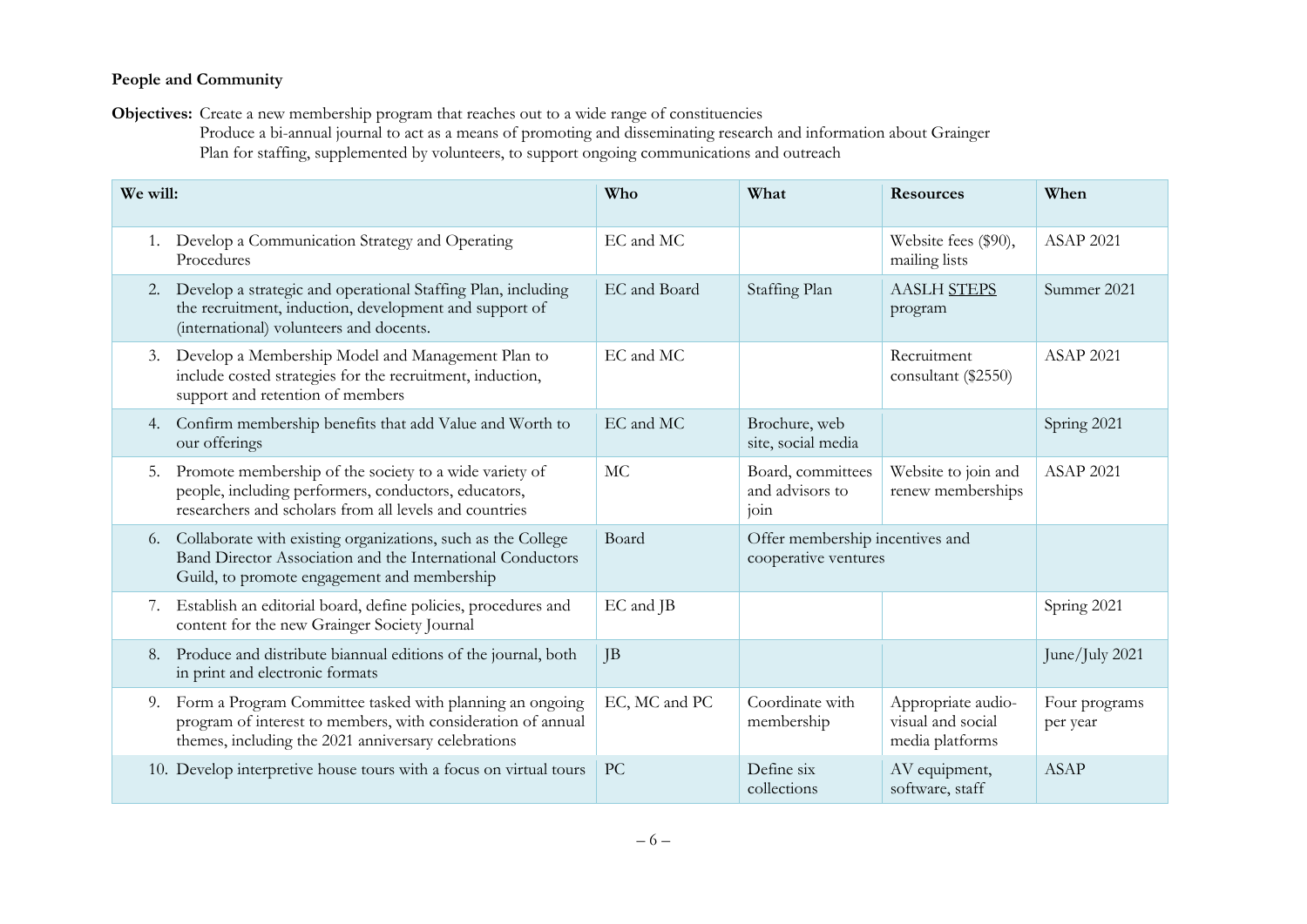**People and Community**

**Objectives:** Create a new membership program that reaches out to a wide range of constituencies
Produce a bi-annual journal to act as a means of promoting and disseminating research and information about Grainger
Plan for staffing, supplemented by volunteers, to support ongoing communications and outreach

| We will: | Who | What | Resources | When |
|---|---|---|---|---|
| 1. Develop a Communication Strategy and Operating Procedures | EC and MC | | Website fees ($90), mailing lists | ASAP 2021 |
| 2. Develop a strategic and operational Staffing Plan, including the recruitment, induction, development and support of (international) volunteers and docents. | EC and Board | Staffing Plan | AASLH STEPS program | Summer 2021 |
| 3. Develop a Membership Model and Management Plan to include costed strategies for the recruitment, induction, support and retention of members | EC and MC | | Recruitment consultant ($2550) | ASAP 2021 |
| 4. Confirm membership benefits that add Value and Worth to our offerings | EC and MC | Brochure, web site, social media | | Spring 2021 |
| 5. Promote membership of the society to a wide variety of people, including performers, conductors, educators, researchers and scholars from all levels and countries | MC | Board, committees and advisors to join | Website to join and renew memberships | ASAP 2021 |
| 6. Collaborate with existing organizations, such as the College Band Director Association and the International Conductors Guild, to promote engagement and membership | Board | Offer membership incentives and cooperative ventures | | |
| 7. Establish an editorial board, define policies, procedures and content for the new Grainger Society Journal | EC and JB | | | Spring 2021 |
| 8. Produce and distribute biannual editions of the journal, both in print and electronic formats | JB | | | June/July 2021 |
| 9. Form a Program Committee tasked with planning an ongoing program of interest to members, with consideration of annual themes, including the 2021 anniversary celebrations | EC, MC and PC | Coordinate with membership | Appropriate audio-visual and social media platforms | Four programs per year |
| 10. Develop interpretive house tours with a focus on virtual tours | PC | Define six collections | AV equipment, software, staff | ASAP |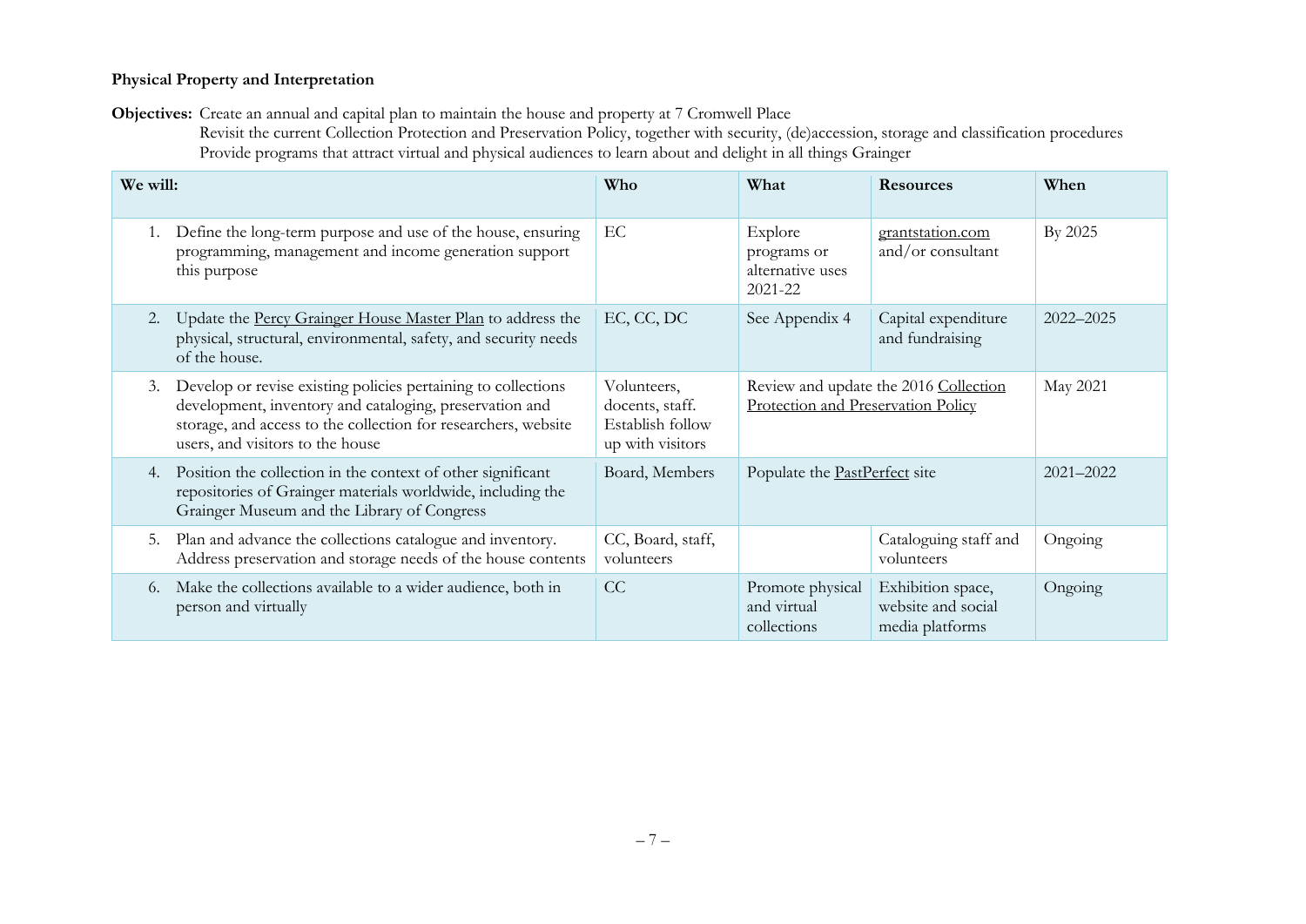**Physical Property and Interpretation**

**Objectives:** Create an annual and capital plan to maintain the house and property at 7 Cromwell Place
Revisit the current Collection Protection and Preservation Policy, together with security, (de)accession, storage and classification procedures
Provide programs that attract virtual and physical audiences to learn about and delight in all things Grainger

| We will: | Who | What | Resources | When |
|---|---|---|---|---|
| 1. Define the long-term purpose and use of the house, ensuring programming, management and income generation support this purpose | EC | Explore programs or alternative uses 2021-22 | grantstation.com and/or consultant | By 2025 |
| 2. Update the Percy Grainger House Master Plan to address the physical, structural, environmental, safety, and security needs of the house. | EC, CC, DC | See Appendix 4 | Capital expenditure and fundraising | 2022–2025 |
| 3. Develop or revise existing policies pertaining to collections development, inventory and cataloging, preservation and storage, and access to the collection for researchers, website users, and visitors to the house | Volunteers, docents, staff. Establish follow up with visitors | Review and update the 2016 Collection Protection and Preservation Policy | | May 2021 |
| 4. Position the collection in the context of other significant repositories of Grainger materials worldwide, including the Grainger Museum and the Library of Congress | Board, Members | Populate the PastPerfect site | | 2021–2022 |
| 5. Plan and advance the collections catalogue and inventory. Address preservation and storage needs of the house contents | CC, Board, staff, volunteers | | Cataloguing staff and volunteers | Ongoing |
| 6. Make the collections available to a wider audience, both in person and virtually | CC | Promote physical and virtual collections | Exhibition space, website and social media platforms | Ongoing |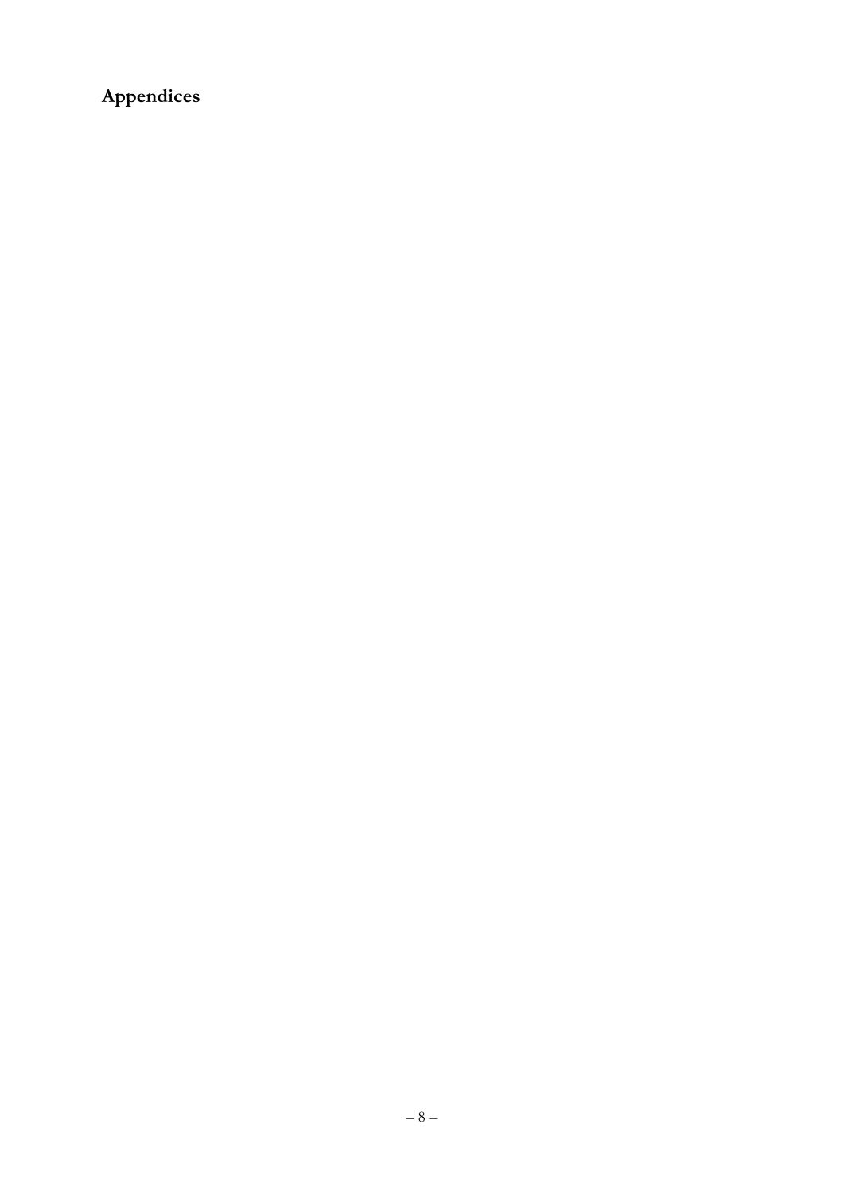# Appendices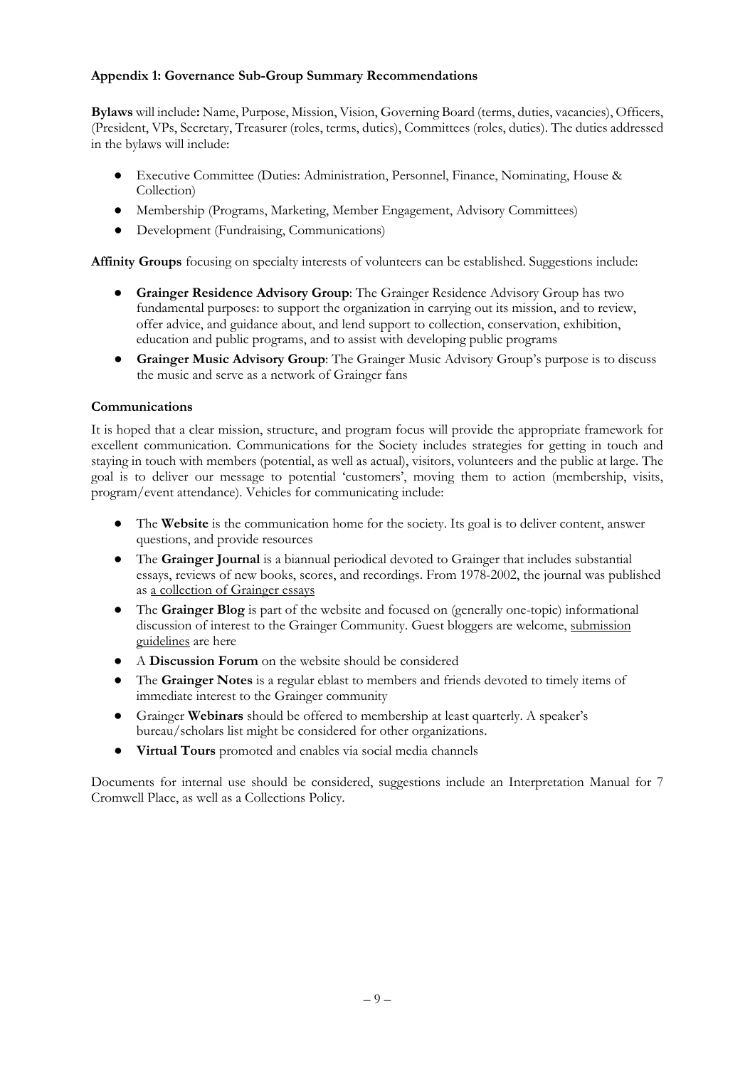**Appendix 1: Governance Sub-Group Summary Recommendations**

**Bylaws** will include**:** Name, Purpose, Mission, Vision, Governing Board (terms, duties, vacancies), Officers, (President, VPs, Secretary, Treasurer (roles, terms, duties), Committees (roles, duties). The duties addressed in the bylaws will include:

- Executive Committee (Duties: Administration, Personnel, Finance, Nominating, House & Collection)
- Membership (Programs, Marketing, Member Engagement, Advisory Committees)
- Development (Fundraising, Communications)

**Affinity Groups** focusing on specialty interests of volunteers can be established. Suggestions include:

- **Grainger Residence Advisory Group**: The Grainger Residence Advisory Group has two fundamental purposes: to support the organization in carrying out its mission, and to review, offer advice, and guidance about, and lend support to collection, conservation, exhibition, education and public programs, and to assist with developing public programs
- **Grainger Music Advisory Group**: The Grainger Music Advisory Group's purpose is to discuss the music and serve as a network of Grainger fans

**Communications**

It is hoped that a clear mission, structure, and program focus will provide the appropriate framework for excellent communication. Communications for the Society includes strategies for getting in touch and staying in touch with members (potential, as well as actual), visitors, volunteers and the public at large. The goal is to deliver our message to potential 'customers', moving them to action (membership, visits, program/event attendance). Vehicles for communicating include:

- The **Website** is the communication home for the society. Its goal is to deliver content, answer questions, and provide resources
- The **Grainger Journal** is a biannual periodical devoted to Grainger that includes substantial essays, reviews of new books, scores, and recordings. From 1978-2002, the journal was published as a collection of Grainger essays
- The **Grainger Blog** is part of the website and focused on (generally one-topic) informational discussion of interest to the Grainger Community. Guest bloggers are welcome, submission guidelines are here
- A **Discussion Forum** on the website should be considered
- The **Grainger Notes** is a regular eblast to members and friends devoted to timely items of immediate interest to the Grainger community
- Grainger **Webinars** should be offered to membership at least quarterly. A speaker's bureau/scholars list might be considered for other organizations.
- **Virtual Tours** promoted and enables via social media channels

Documents for internal use should be considered, suggestions include an Interpretation Manual for 7 Cromwell Place, as well as a Collections Policy.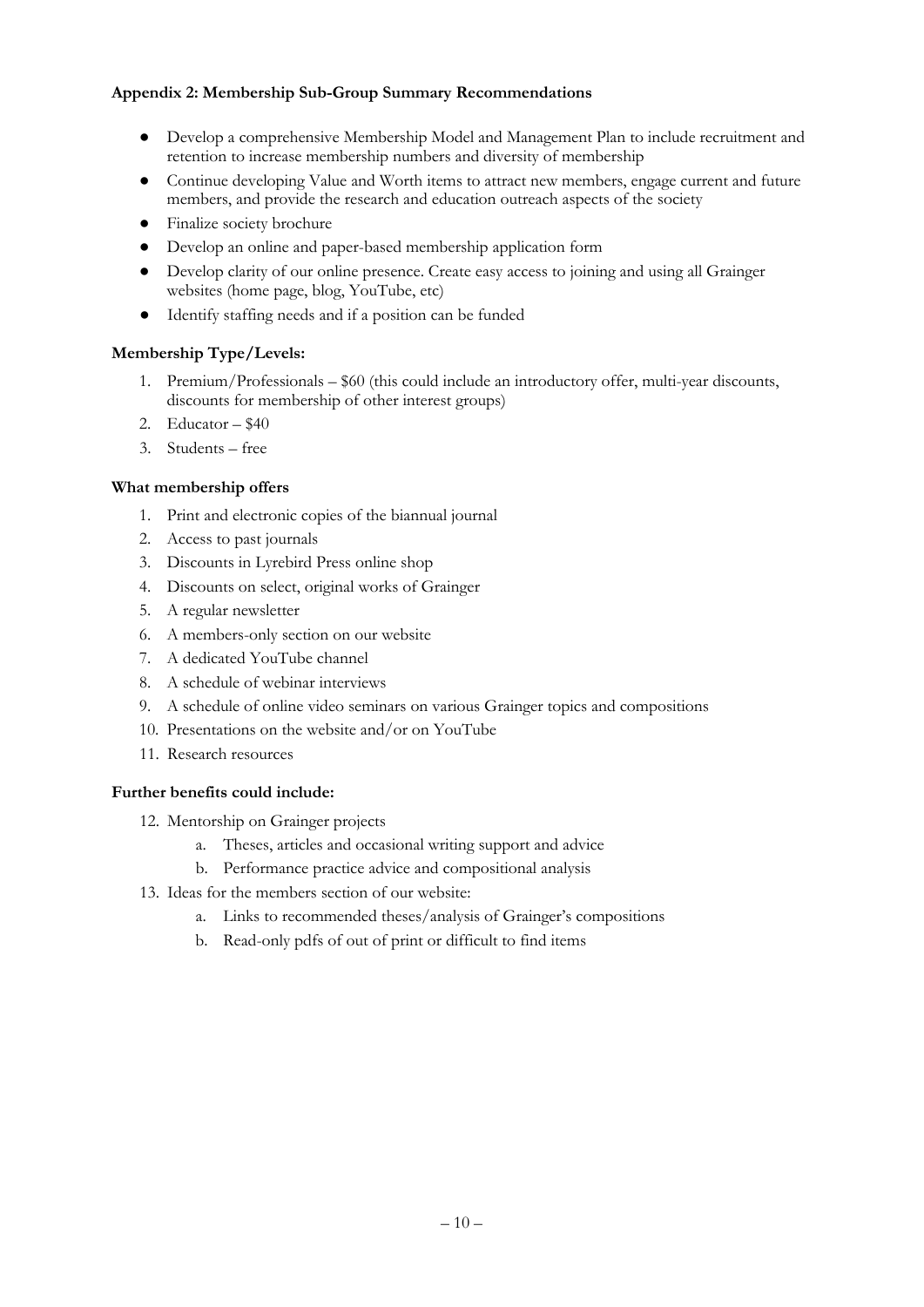**Appendix 2: Membership Sub-Group Summary Recommendations**

- Develop a comprehensive Membership Model and Management Plan to include recruitment and retention to increase membership numbers and diversity of membership
- Continue developing Value and Worth items to attract new members, engage current and future members, and provide the research and education outreach aspects of the society
- Finalize society brochure
- Develop an online and paper-based membership application form
- Develop clarity of our online presence. Create easy access to joining and using all Grainger websites (home page, blog, YouTube, etc)
- Identify staffing needs and if a position can be funded

**Membership Type/Levels:**

1. Premium/Professionals – $60 (this could include an introductory offer, multi-year discounts, discounts for membership of other interest groups)
2. Educator – $40
3. Students – free

**What membership offers**

1. Print and electronic copies of the biannual journal
2. Access to past journals
3. Discounts in Lyrebird Press online shop
4. Discounts on select, original works of Grainger
5. A regular newsletter
6. A members-only section on our website
7. A dedicated YouTube channel
8. A schedule of webinar interviews
9. A schedule of online video seminars on various Grainger topics and compositions
10. Presentations on the website and/or on YouTube
11. Research resources

**Further benefits could include:**

12. Mentorship on Grainger projects
    a. Theses, articles and occasional writing support and advice
    b. Performance practice advice and compositional analysis
13. Ideas for the members section of our website:
    a. Links to recommended theses/analysis of Grainger's compositions
    b. Read-only pdfs of out of print or difficult to find items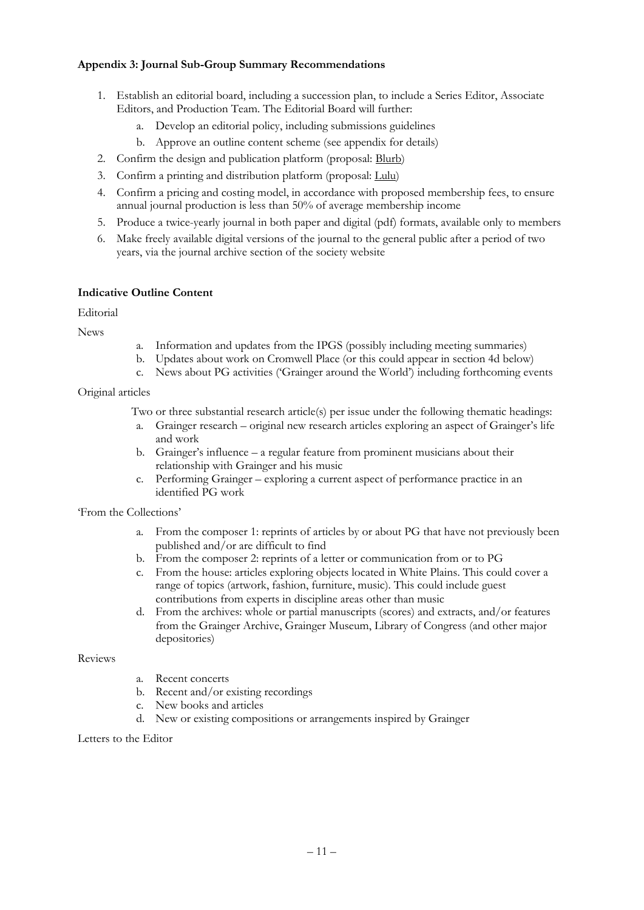**Appendix 3: Journal Sub-Group Summary Recommendations**

1. Establish an editorial board, including a succession plan, to include a Series Editor, Associate Editors, and Production Team. The Editorial Board will further:
   a. Develop an editorial policy, including submissions guidelines
   b. Approve an outline content scheme (see appendix for details)
2. Confirm the design and publication platform (proposal: Blurb)
3. Confirm a printing and distribution platform (proposal: Lulu)
4. Confirm a pricing and costing model, in accordance with proposed membership fees, to ensure annual journal production is less than 50% of average membership income
5. Produce a twice-yearly journal in both paper and digital (pdf) formats, available only to members
6. Make freely available digital versions of the journal to the general public after a period of two years, via the journal archive section of the society website

**Indicative Outline Content**

Editorial

News

a. Information and updates from the IPGS (possibly including meeting summaries)
b. Updates about work on Cromwell Place (or this could appear in section 4d below)
c. News about PG activities ('Grainger around the World') including forthcoming events

Original articles

Two or three substantial research article(s) per issue under the following thematic headings:

a. Grainger research – original new research articles exploring an aspect of Grainger's life and work
b. Grainger's influence – a regular feature from prominent musicians about their relationship with Grainger and his music
c. Performing Grainger – exploring a current aspect of performance practice in an identified PG work

'From the Collections'

a. From the composer 1: reprints of articles by or about PG that have not previously been published and/or are difficult to find
b. From the composer 2: reprints of a letter or communication from or to PG
c. From the house: articles exploring objects located in White Plains. This could cover a range of topics (artwork, fashion, furniture, music). This could include guest contributions from experts in discipline areas other than music
d. From the archives: whole or partial manuscripts (scores) and extracts, and/or features from the Grainger Archive, Grainger Museum, Library of Congress (and other major depositories)

Reviews

a. Recent concerts
b. Recent and/or existing recordings
c. New books and articles
d. New or existing compositions or arrangements inspired by Grainger

Letters to the Editor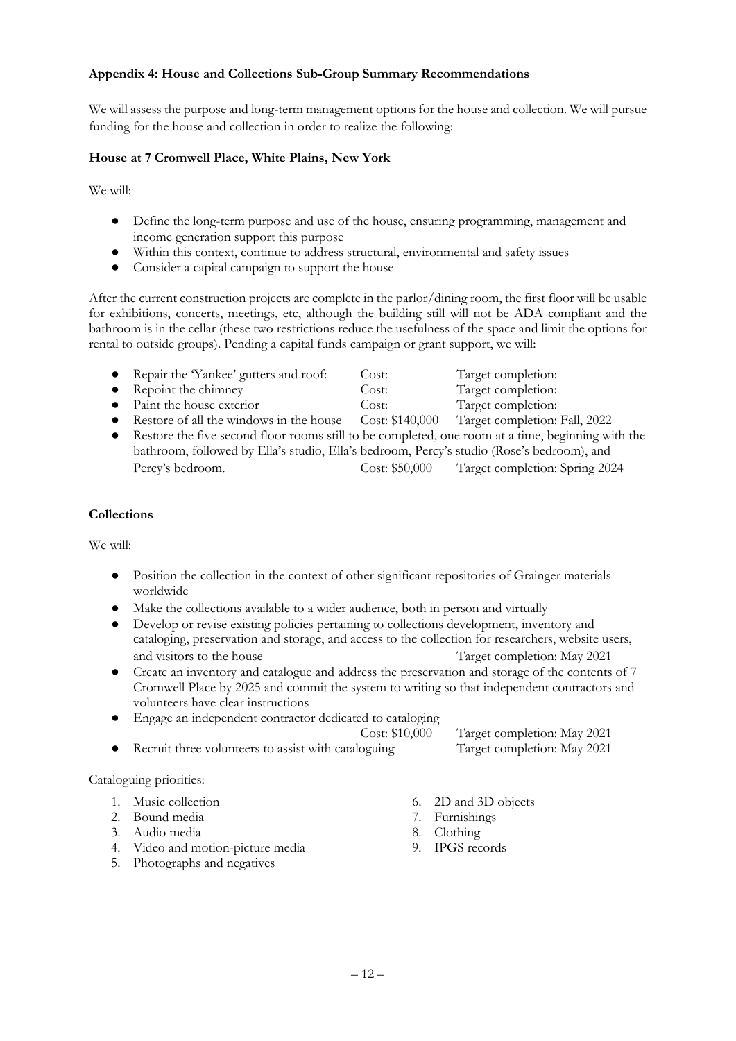**Appendix 4: House and Collections Sub-Group Summary Recommendations**

We will assess the purpose and long-term management options for the house and collection. We will pursue funding for the house and collection in order to realize the following:

**House at 7 Cromwell Place, White Plains, New York**

We will:

- Define the long-term purpose and use of the house, ensuring programming, management and income generation support this purpose
- Within this context, continue to address structural, environmental and safety issues
- Consider a capital campaign to support the house

After the current construction projects are complete in the parlor/dining room, the first floor will be usable for exhibitions, concerts, meetings, etc, although the building still will not be ADA compliant and the bathroom is in the cellar (these two restrictions reduce the usefulness of the space and limit the options for rental to outside groups). Pending a capital funds campaign or grant support, we will:

- Repair the 'Yankee' gutters and roof: Cost: Target completion:
- Repoint the chimney Cost: Target completion:
- Paint the house exterior Cost: Target completion:
- Restore of all the windows in the house Cost: $140,000 Target completion: Fall, 2022
- Restore the five second floor rooms still to be completed, one room at a time, beginning with the bathroom, followed by Ella's studio, Ella's bedroom, Percy's studio (Rose's bedroom), and Percy's bedroom. Cost: $50,000 Target completion: Spring 2024

**Collections**

We will:

- Position the collection in the context of other significant repositories of Grainger materials worldwide
- Make the collections available to a wider audience, both in person and virtually
- Develop or revise existing policies pertaining to collections development, inventory and cataloging, preservation and storage, and access to the collection for researchers, website users, and visitors to the house Target completion: May 2021
- Create an inventory and catalogue and address the preservation and storage of the contents of 7 Cromwell Place by 2025 and commit the system to writing so that independent contractors and volunteers have clear instructions
- Engage an independent contractor dedicated to cataloging Cost: $10,000 Target completion: May 2021
- Recruit three volunteers to assist with cataloguing Target completion: May 2021

Cataloguing priorities:

1. Music collection
2. Bound media
3. Audio media
4. Video and motion-picture media
5. Photographs and negatives
6. 2D and 3D objects
7. Furnishings
8. Clothing
9. IPGS records